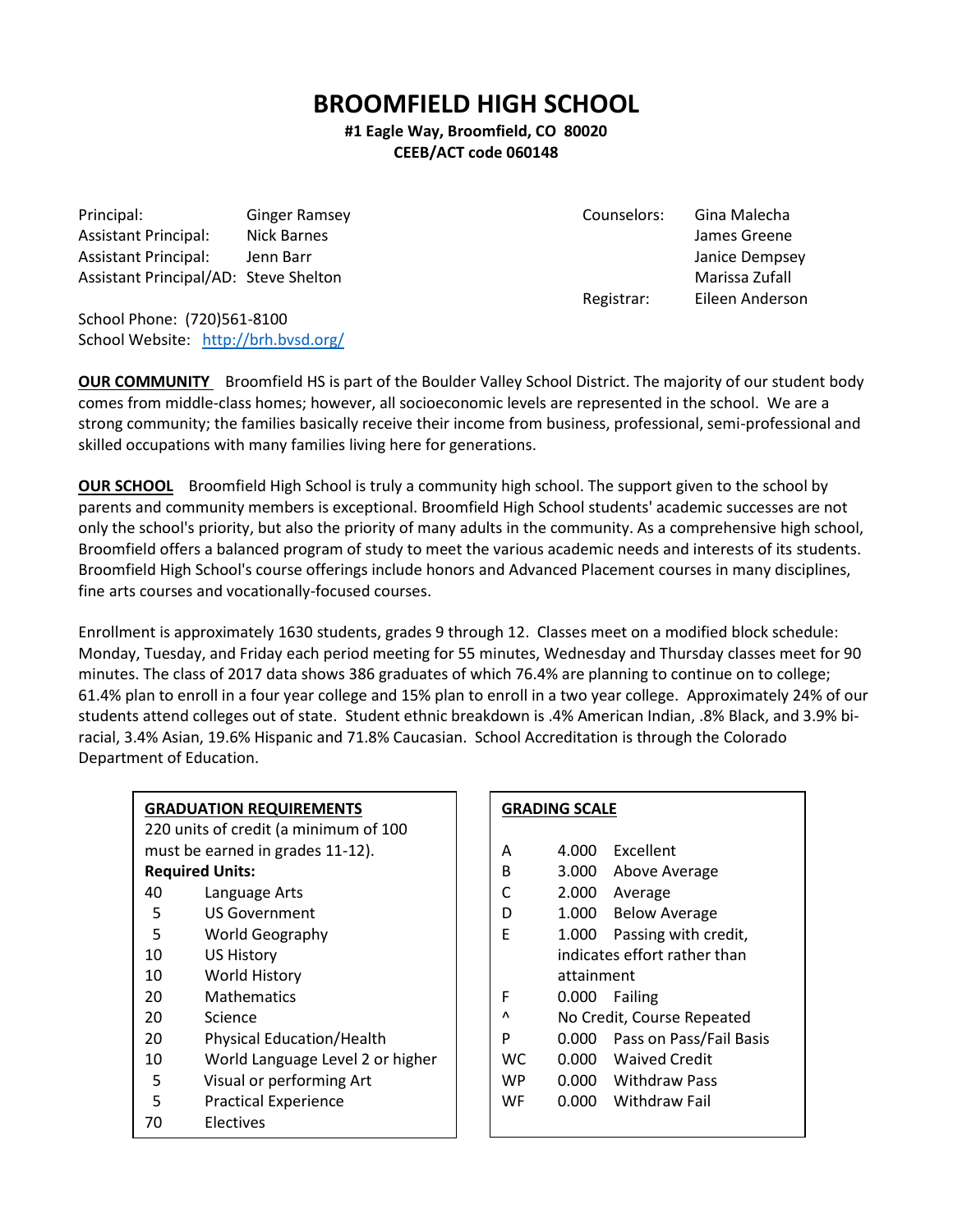# BROOMFIELD HIGH SCHOOL

**#1 Eagle Way, Broomfield, CO 80020**
**CEEB/ACT code 060148**

| | |
|---|---|
| Principal: | Ginger Ramsey |
| Assistant Principal: | Nick Barnes |
| Assistant Principal: | Jenn Barr |
| Assistant Principal/AD: | Steve Shelton |

| | |
|---|---|
| Counselors: | Gina Malecha |
| | James Greene |
| | Janice Dempsey |
| | Marissa Zufall |
| Registrar: | Eileen Anderson |

School Phone: (720)561-8100
School Website: http://brh.bvsd.org/

**OUR COMMUNITY** Broomfield HS is part of the Boulder Valley School District. The majority of our student body comes from middle-class homes; however, all socioeconomic levels are represented in the school. We are a strong community; the families basically receive their income from business, professional, semi-professional and skilled occupations with many families living here for generations.

**OUR SCHOOL** Broomfield High School is truly a community high school. The support given to the school by parents and community members is exceptional. Broomfield High School students' academic successes are not only the school's priority, but also the priority of many adults in the community. As a comprehensive high school, Broomfield offers a balanced program of study to meet the various academic needs and interests of its students. Broomfield High School's course offerings include honors and Advanced Placement courses in many disciplines, fine arts courses and vocationally-focused courses.

Enrollment is approximately 1630 students, grades 9 through 12. Classes meet on a modified block schedule: Monday, Tuesday, and Friday each period meeting for 55 minutes, Wednesday and Thursday classes meet for 90 minutes. The class of 2017 data shows 386 graduates of which 76.4% are planning to continue on to college; 61.4% plan to enroll in a four year college and 15% plan to enroll in a two year college. Approximately 24% of our students attend colleges out of state. Student ethnic breakdown is .4% American Indian, .8% Black, and 3.9% bi-racial, 3.4% Asian, 19.6% Hispanic and 71.8% Caucasian. School Accreditation is through the Colorado Department of Education.

**GRADUATION REQUIREMENTS**

220 units of credit (a minimum of 100 must be earned in grades 11-12).

**Required Units:**

| Units | Subject |
|---|---|
| 40 | Language Arts |
| 5 | US Government |
| 5 | World Geography |
| 10 | US History |
| 10 | World History |
| 20 | Mathematics |
| 20 | Science |
| 20 | Physical Education/Health |
| 10 | World Language Level 2 or higher |
| 5 | Visual or performing Art |
| 5 | Practical Experience |
| 70 | Electives |

**GRADING SCALE**

| Grade | Points | Description |
|---|---|---|
| A | 4.000 | Excellent |
| B | 3.000 | Above Average |
| C | 2.000 | Average |
| D | 1.000 | Below Average |
| E | 1.000 | Passing with credit, indicates effort rather than attainment |
| F | 0.000 | Failing |
| ^ | | No Credit, Course Repeated |
| P | 0.000 | Pass on Pass/Fail Basis |
| WC | 0.000 | Waived Credit |
| WP | 0.000 | Withdraw Pass |
| WF | 0.000 | Withdraw Fail |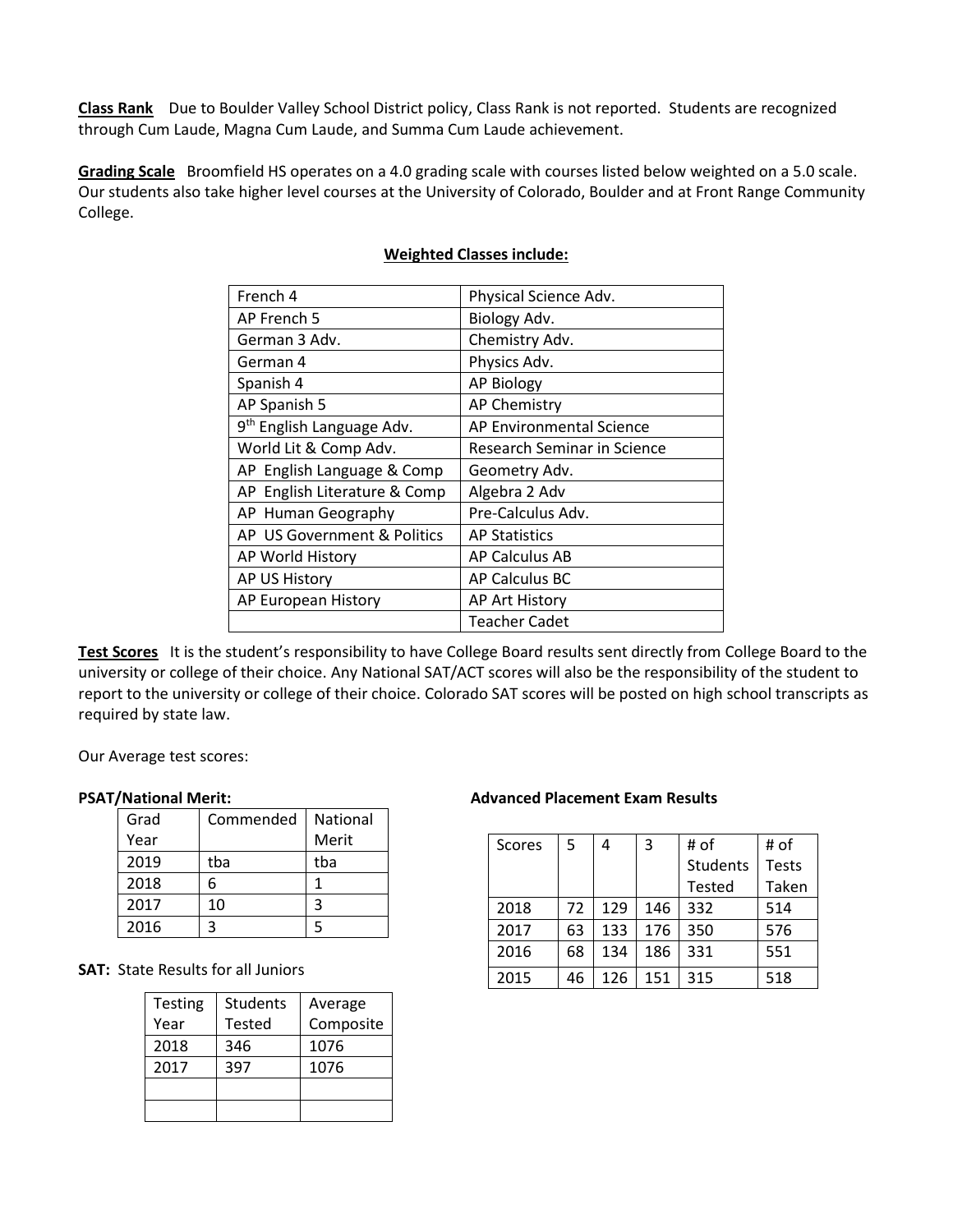**Class Rank** Due to Boulder Valley School District policy, Class Rank is not reported. Students are recognized through Cum Laude, Magna Cum Laude, and Summa Cum Laude achievement.

**Grading Scale** Broomfield HS operates on a 4.0 grading scale with courses listed below weighted on a 5.0 scale. Our students also take higher level courses at the University of Colorado, Boulder and at Front Range Community College.

**Weighted Classes include:**

| | |
|---|---|
| French 4 | Physical Science Adv. |
| AP French 5 | Biology Adv. |
| German 3 Adv. | Chemistry Adv. |
| German 4 | Physics Adv. |
| Spanish 4 | AP Biology |
| AP Spanish 5 | AP Chemistry |
| 9th English Language Adv. | AP Environmental Science |
| World Lit & Comp Adv. | Research Seminar in Science |
| AP English Language & Comp | Geometry Adv. |
| AP English Literature & Comp | Algebra 2 Adv |
| AP Human Geography | Pre-Calculus Adv. |
| AP US Government & Politics | AP Statistics |
| AP World History | AP Calculus AB |
| AP US History | AP Calculus BC |
| AP European History | AP Art History |
| | Teacher Cadet |

**Test Scores** It is the student's responsibility to have College Board results sent directly from College Board to the university or college of their choice. Any National SAT/ACT scores will also be the responsibility of the student to report to the university or college of their choice. Colorado SAT scores will be posted on high school transcripts as required by state law.

Our Average test scores:

**PSAT/National Merit:**

| Grad Year | Commended | National Merit |
|---|---|---|
| 2019 | tba | tba |
| 2018 | 6 | 1 |
| 2017 | 10 | 3 |
| 2016 | 3 | 5 |

**SAT:** State Results for all Juniors

| Testing Year | Students Tested | Average Composite |
|---|---|---|
| 2018 | 346 | 1076 |
| 2017 | 397 | 1076 |
| | | |
| | | |

**Advanced Placement Exam Results**

| Scores | 5 | 4 | 3 | # of Students Tested | # of Tests Taken |
|---|---|---|---|---|---|
| 2018 | 72 | 129 | 146 | 332 | 514 |
| 2017 | 63 | 133 | 176 | 350 | 576 |
| 2016 | 68 | 134 | 186 | 331 | 551 |
| 2015 | 46 | 126 | 151 | 315 | 518 |